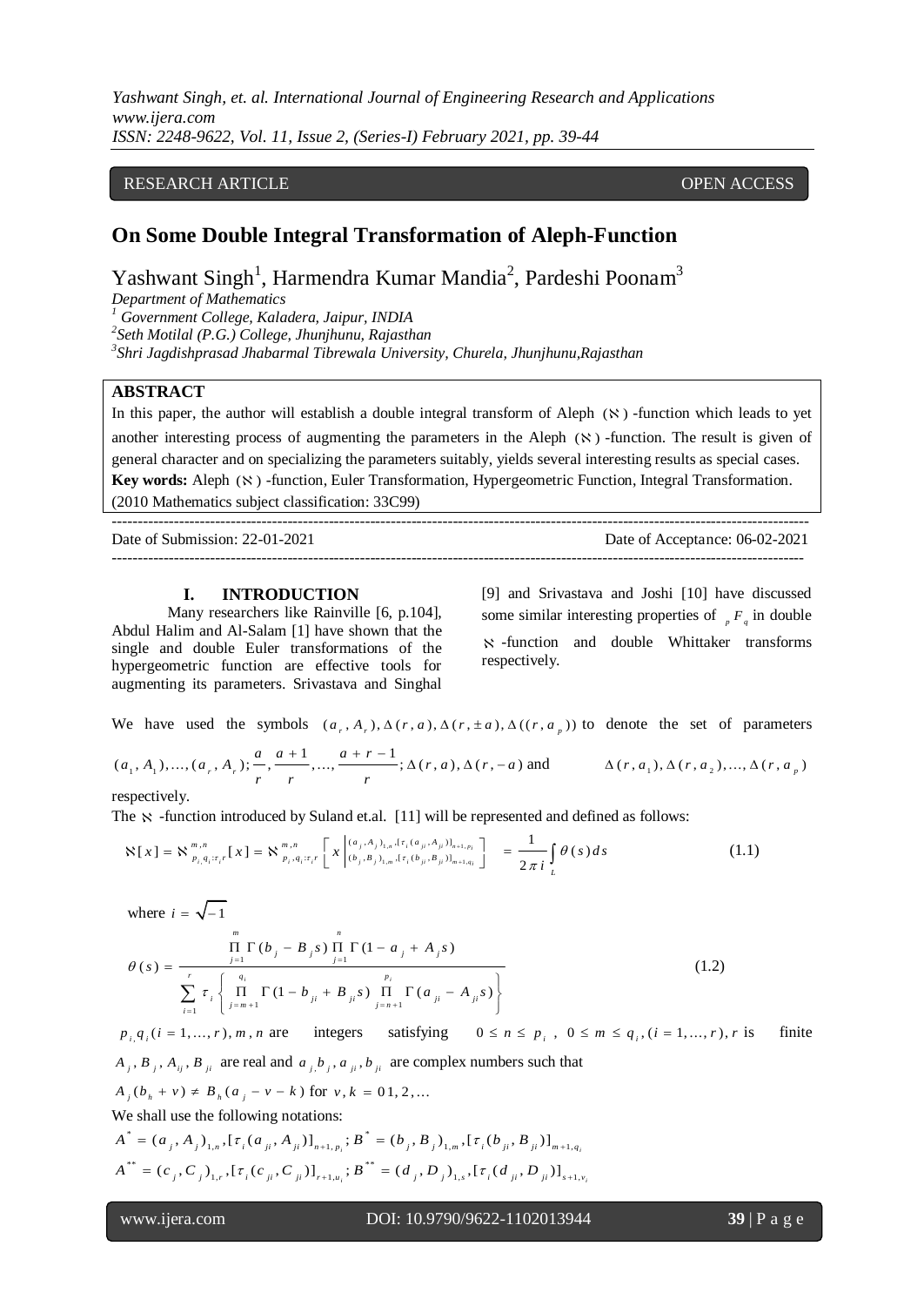RESEARCH ARTICLE OPEN ACCESS

# On Some Double Integral Transformation of Aleph-Function

Yashwant Singh[1], Harmendra Kumar Mandia[2], Pardeshi Poonam[3]

*Department of Mathematics*

[1] *Government College, Kaladera, Jaipur, INDIA*

[2] *Seth Motilal (P.G.) College, Jhunjhunu, Rajasthan*

[3] *Shri Jagdishprasad Jhabarmal Tibrewala University, Churela, Jhunjhunu, Rajasthan*

## ABSTRACT

In this paper, the author will establish a double integral transform of Aleph $(\aleph)$ -function which leads to yet another interesting process of augmenting the parameters in the Aleph $(\aleph)$ -function. The result is given of general character and on specializing the parameters suitably, yields several interesting results as special cases.

**Key words:** Aleph $(\aleph)$ -function, Euler Transformation, Hypergeometric Function, Integral Transformation.

(2010 Mathematics subject classification: 33C99)

Date of Submission: 22-01-2021 Date of Acceptance: 06-02-2021

## I. INTRODUCTION

Many researchers like Rainville [6, p.104], Abdul Halim and Al-Salam [1] have shown that the single and double Euler transformations of the hypergeometric function are effective tools for augmenting its parameters. Srivastava and Singhal [9] and Srivastava and Joshi [10] have discussed some similar interesting properties of ${}_pF_q$ in double $\aleph$ -function and double Whittaker transforms respectively.

We have used the symbols $(a_r, A_r), \Delta(r,a), \Delta(r,\pm a), \Delta((r,a_p))$ to denote the set of parameters $(a_1, A_1),\ldots,(a_r, A_r); \frac{a}{r}, \frac{a+1}{r}, \ldots, \frac{a+r-1}{r}; \Delta(r,a), \Delta(r,-a)$ and $\Delta(r,a_1), \Delta(r,a_2),\ldots,\Delta(r,a_p)$ respectively.

The $\aleph$ -function introduced by Suland et.al. [11] will be represented and defined as follows:

$$\aleph[x] = \aleph^{m,n}_{p_i,q_i;\tau_i;r}[x] = \aleph^{m,n}_{p_i,q_i;\tau_i;r}\left[x\left|\begin{matrix}(a_j,A_j)_{1,n},[\tau_i(a_{ji},A_{ji})]_{n+1,p_i}\\(b_j,B_j)_{1,m},[\tau_i(b_{ji},B_{ji})]_{m+1,q_i}\end{matrix}\right.\right] = \frac{1}{2\pi i}\int_L \theta(s)\,ds \tag{1.1}$$

where $i=\sqrt{-1}$

$$\theta(s) = \frac{\prod_{j=1}^{m}\Gamma(b_j - B_j s)\prod_{j=1}^{n}\Gamma(1-a_j + A_j s)}{\sum_{i=1}^{r}\tau_i\left\{\prod_{j=m+1}^{q_i}\Gamma(1-b_{ji}+B_{ji}s)\prod_{j=n+1}^{p_i}\Gamma(a_{ji}-A_{ji}s)\right\}} \tag{1.2}$$

$p_i, q_i (i=1,\ldots,r), m, n$ are integers satisfying $0 \le n \le p_i$, $0 \le m \le q_i, (i=1,\ldots,r), r$ is finite $A_j, B_j, A_{ij}, B_{ji}$ are real and $a_j, b_j, a_{ji}, b_{ji}$ are complex numbers such that

$A_j(b_h + v) \ne B_h(a_j - v - k)$ for $v, k = 0, 1, 2, \ldots$

We shall use the following notations:

$A^* = (a_j, A_j)_{1,n}, [\tau_i(a_{ji}, A_{ji})]_{n+1,p_i}; B^* = (b_j, B_j)_{1,m}, [\tau_i(b_{ji}, B_{ji})]_{m+1,q_i}$

$A^{**} = (c_j, C_j)_{1,r}, [\tau_i(c_{ji}, C_{ji})]_{r+1,u_i}; B^{**} = (d_j, D_j)_{1,s}, [\tau_i(d_{ji}, D_{ji})]_{s+1,v_i}$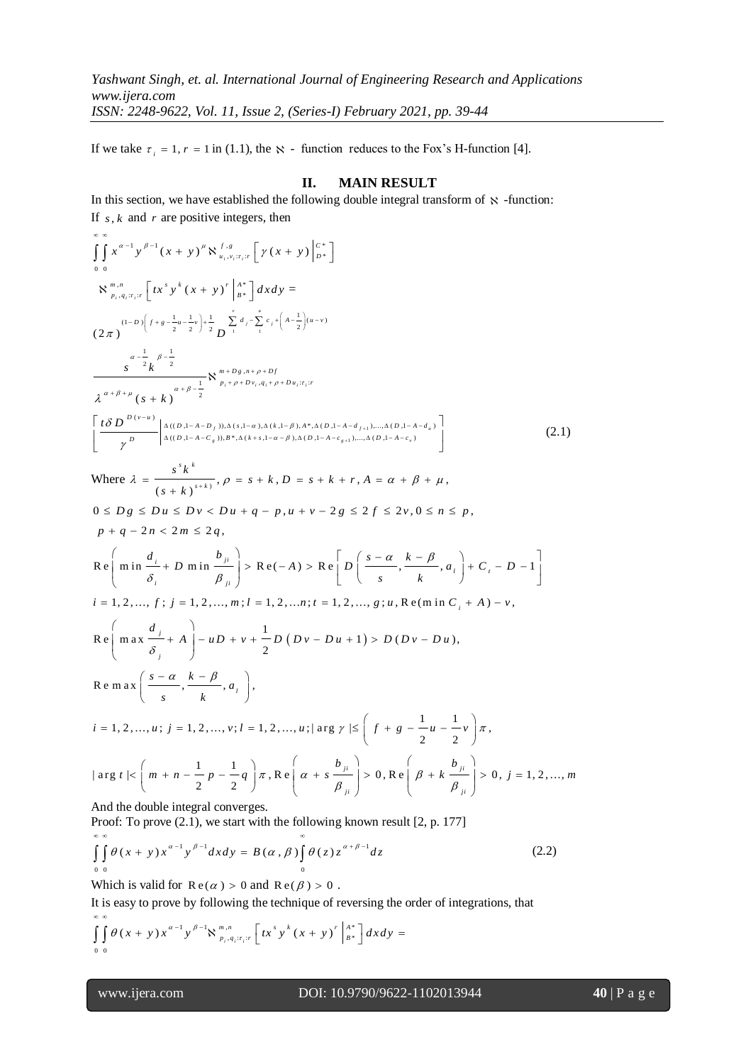If we take $\tau_i = 1, r = 1$ in (1.1), the $\aleph$ - function reduces to the Fox's H-function [4].

## II. MAIN RESULT

In this section, we have established the following double integral transform of $\aleph$ -function:

If $s, k$ and $r$ are positive integers, then

$$\int_0^\infty \int_0^\infty x^{\alpha-1} y^{\beta-1} (x+y)^{\mu} \aleph^{f,g}_{u_i,v_i;\tau_i;r}\left[\gamma(x+y)\Big|^{C^*}_{D^*}\right]$$

$$\aleph^{m,n}_{p_i,q_i;\tau_i;r}\left[tx^s y^k (x+y)^r \Big|^{A^*}_{B^*}\right] dxdy =$$

$$(2\pi)^{(1-D)\left(f+g-\frac{1}{2}u-\frac{1}{2}v\right)+\frac{1}{2}} D^{\sum_1^v d_j - \sum_1^u c_j + \left(A-\frac{1}{2}\right)(u-v)}$$

$$\frac{s^{\alpha-\frac{1}{2}} k^{\beta-\frac{1}{2}}}{\lambda^{\alpha+\beta+\mu}(s+k)^{\alpha+\beta-\frac{1}{2}}} \aleph^{m+Dg,n+\rho+Df}_{p_i+\rho+Dv_i,q_i+\rho+Du_i;\tau_i;r}$$

$$\left[\frac{t\delta D^{D(v-u)}}{\gamma^D}\Bigg|^{\Delta((D,1-A-D_f)),\Delta(s,1-\alpha),\Delta(k,1-\beta),A^*,\Delta(D,1-A-d_{f+1}),\ldots,\Delta(D,1-A-d_u)}_{\Delta((D,1-A-C_g)),B^*,\Delta(k+s,1-\alpha-\beta),\Delta(D,1-A-c_{g+1}),\ldots,\Delta(D,1-A-c_v)}\right] \tag{2.1}$$

Where $\lambda = \dfrac{s^s k^k}{(s+k)^{s+k)}}, \rho = s+k, D = s+k+r, A = \alpha+\beta+\mu,$

$0 \le Dg \le Du \le Dv < Du + q - p, u + v - 2g \le 2f \le 2v, 0 \le n \le p,$

$p + q - 2n < 2m \le 2q,$

$\mathrm{Re}\left(\min \dfrac{d_i}{\delta_i} + D \min \dfrac{b_{ji}}{\beta_{ji}}\right) > \mathrm{Re}(-A) > \mathrm{Re}\left[D\left(\dfrac{s-\alpha}{s}, \dfrac{k-\beta}{k}, a_l\right) + C_t - D - 1\right]$

$i = 1, 2, \ldots, f; j = 1, 2, \ldots, m; l = 1, 2, \ldots n; t = 1, 2, \ldots, g; u, \mathrm{Re}(\min C_i + A) - v,$

$\mathrm{Re}\left(\max \dfrac{d_j}{\delta_j} + A\right) - uD + v + \dfrac{1}{2}D\left(Dv - Du + 1\right) > D(Dv - Du),$

$\mathrm{Re}\max\left(\dfrac{s-\alpha}{s}, \dfrac{k-\beta}{k}, a_l\right),$

$i = 1, 2, \ldots, u; j = 1, 2, \ldots, v; l = 1, 2, \ldots, u; |\arg\gamma| \le \left(f + g - \dfrac{1}{2}u - \dfrac{1}{2}v\right)\pi,$

$|\arg t| < \left(m + n - \dfrac{1}{2}p - \dfrac{1}{2}q\right)\pi, \mathrm{Re}\left(\alpha + s\dfrac{b_{ji}}{\beta_{ji}}\right) > 0, \mathrm{Re}\left(\beta + k\dfrac{b_{ji}}{\beta_{ji}}\right) > 0, j = 1, 2, \ldots, m$

And the double integral converges.

Proof: To prove (2.1), we start with the following known result [2, p. 177]

$$\int_0^\infty \int_0^\infty \theta(x+y) x^{\alpha-1} y^{\beta-1} dxdy = B(\alpha,\beta)\int_0^\infty \theta(z) z^{\alpha+\beta-1} dz \tag{2.2}$$

Which is valid for $\mathrm{Re}(\alpha) > 0$ and $\mathrm{Re}(\beta) > 0$.

It is easy to prove by following the technique of reversing the order of integrations, that

$$\int_0^\infty \int_0^\infty \theta(x+y) x^{\alpha-1} y^{\beta-1} \aleph^{m,n}_{p_i,q_i;\tau_i;r}\left[tx^s y^k (x+y)^r \Big|^{A^*}_{B^*}\right] dxdy =$$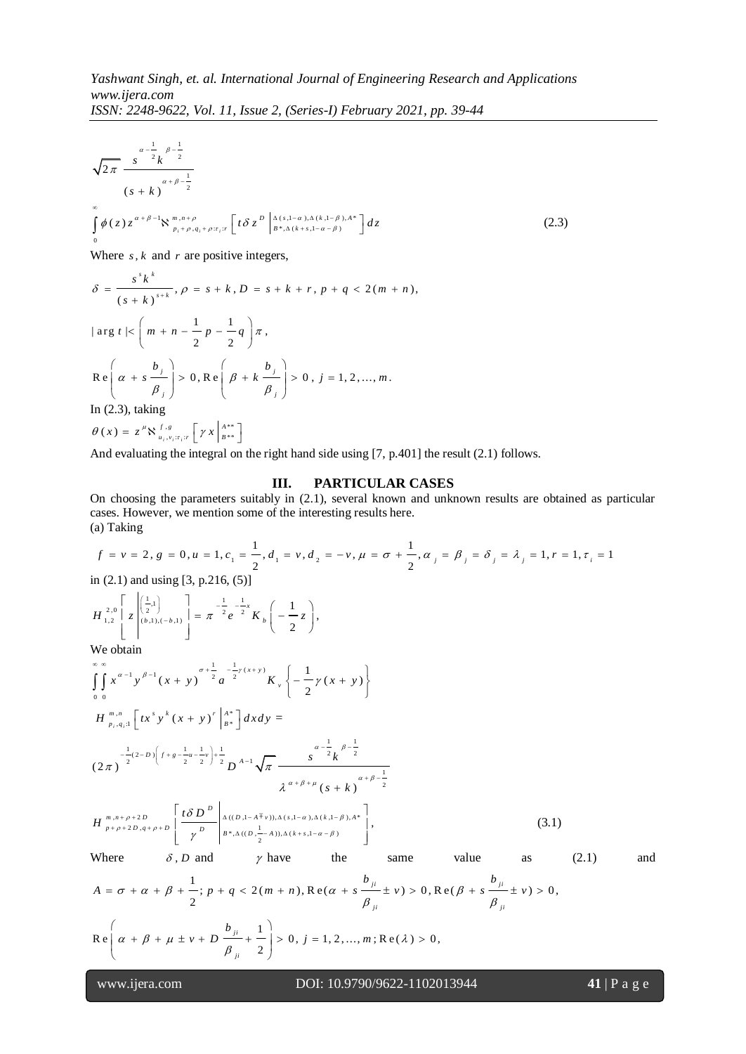$$\sqrt{2\pi}\ \frac{s^{\alpha-\frac{1}{2}}k^{\beta-\frac{1}{2}}}{(s+k)^{\alpha+\beta-\frac{1}{2}}}$$

$$\int_0^\infty \phi(z)z^{\alpha+\beta-1}\aleph^{m,n+\rho}_{p_i+\rho,q_i+\rho;\tau_i;r}\left[t\delta z^D\left|{}^{\Delta(s,1-\alpha),\Delta(k,1-\beta),A^*}_{B^*,\Delta(k+s,1-\alpha-\beta)}\right.\right]dz \tag{2.3}$$

Where $s,k$ and $r$ are positive integers,

$$\delta=\frac{s^s k^k}{(s+k)^{s+k}},\ \rho=s+k,\ D=s+k+r,\ p+q<2(m+n),$$

$$|\arg t|<\left(m+n-\frac{1}{2}p-\frac{1}{2}q\right)\pi,$$

$$\mathrm{Re}\left(\alpha+s\frac{b_j}{\beta_j}\right)>0,\ \mathrm{Re}\left(\beta+k\frac{b_j}{\beta_j}\right)>0,\ j=1,2,\ldots,m.$$

In (2.3), taking

$$\theta(x)=z^{\mu}\aleph^{f,g}_{u_i,v_i;\tau_i;r}\left[\gamma x\left|{}^{A^{**}}_{B^{**}}\right.\right]$$

And evaluating the integral on the right hand side using [7, p.401] the result (2.1) follows.

## III. PARTICULAR CASES

On choosing the parameters suitably in (2.1), several known and unknown results are obtained as particular cases. However, we mention some of the interesting results here.

(a) Taking

$$f=v=2,\ g=0,\ u=1,\ c_1=\frac{1}{2},\ d_1=v,\ d_2=-v,\ \mu=\sigma+\frac{1}{2},\ \alpha_j=\beta_j=\delta_j=\lambda_j=1,\ r=1,\ \tau_i=1$$

in (2.1) and using [3, p.216, (5)]

$$H^{2,0}_{1,2}\left[z\left|{}^{\left(\frac{1}{2},1\right)}_{(b,1),(-b,1)}\right.\right]=\pi^{-\frac{1}{2}}e^{-\frac{1}{2}x}K_b\left(-\frac{1}{2}z\right),$$

We obtain

$$\int_0^\infty\int_0^\infty x^{\alpha-1}y^{\beta-1}(x+y)^{\sigma+\frac{1}{2}}a^{-\frac{1}{2}\gamma(x+y)}K_v\left\{-\frac{1}{2}\gamma(x+y)\right\}$$

$$H^{m,n}_{p_i,q_i;1}\left[tx^s y^k(x+y)^r\left|{}^{A^*}_{B^*}\right.\right]dxdy=$$

$$(2\pi)^{-\frac{1}{2}(2-D)\left(f+g-\frac{1}{2}u-\frac{1}{2}v\right)+\frac{1}{2}}D^{A-1}\sqrt{\pi}\ \frac{s^{\alpha-\frac{1}{2}}k^{\beta-\frac{1}{2}}}{\lambda^{\alpha+\beta+\mu}(s+k)^{\alpha+\beta-\frac{1}{2}}}$$

$$H^{m,n+\rho+2D}_{p+\rho+2D,q+\rho+D}\left[\frac{t\delta D^D}{\gamma^D}\left|{}^{\Delta((D,1-A\mp v)),\Delta(s,1-\alpha),\Delta(k,1-\beta),A^*}_{B^*,\Delta\left((D,\frac{1}{2}-A)\right),\Delta(k+s,1-\alpha-\beta)}\right.\right], \tag{3.1}$$

Where $\delta, D$ and $\gamma$ have the same value as (2.1) and

$$A=\sigma+\alpha+\beta+\frac{1}{2};\ p+q<2(m+n),\ \mathrm{Re}\left(\alpha+s\frac{b_{ji}}{\beta_{ji}}\pm v\right)>0,\ \mathrm{Re}\left(\beta+s\frac{b_{ji}}{\beta_{ji}}\pm v\right)>0,$$

$$\mathrm{Re}\left(\alpha+\beta+\mu\pm v+D\frac{b_{ji}}{\beta_{ji}}+\frac{1}{2}\right)>0,\ j=1,2,\ldots,m;\ \mathrm{Re}(\lambda)>0,$$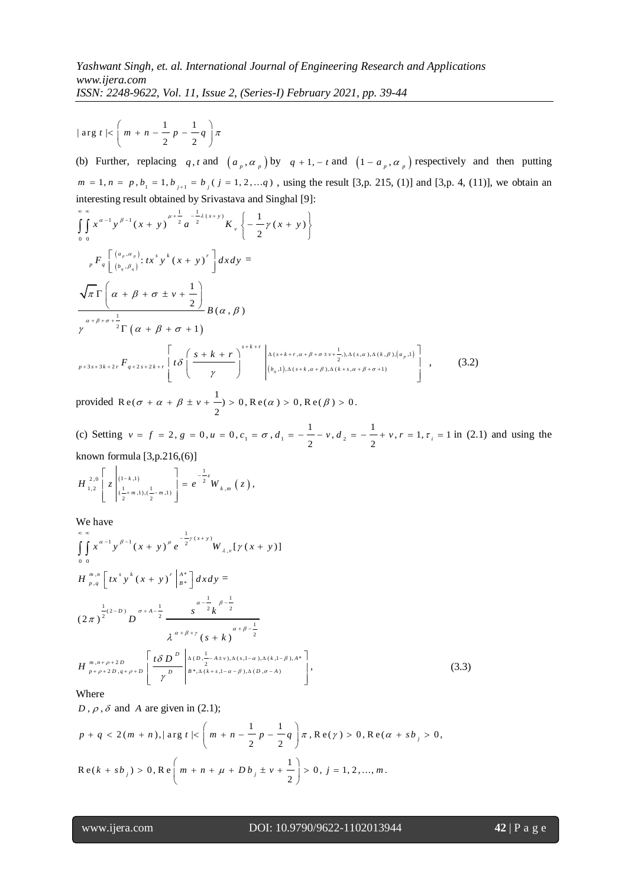$$|\arg t| < \left( m + n - \frac{1}{2} p - \frac{1}{2} q \right) \pi$$

(b) Further, replacing $q, t$ and $(a_p, \alpha_p)$ by $q+1, -t$ and $(1 - a_p, \alpha_p)$ respectively and then putting $m = 1, n = p, b_1 = 1, b_{j+1} = b_j (j = 1, 2, \ldots q)$, using the result [3,p. 215, (1)] and [3,p. 4, (11)], we obtain an interesting result obtained by Srivastava and Singhal [9]:

$$\int_0^\infty \int_0^\infty x^{\alpha-1} y^{\beta-1} (x+y)^{\mu+\frac{1}{2}} a^{-\frac{1}{2}\lambda(x+y)} K_\nu \left\{ -\frac{1}{2} \gamma (x+y) \right\}$$

$${}_pF_q \left[ {}^{(a_p, \alpha_p)}_{(b_q, \beta_q)} : t x^s y^k (x+y)^r \right] dx dy =$$

$$\frac{\sqrt{\pi}\, \Gamma\left( \alpha + \beta + \sigma \pm \nu + \frac{1}{2} \right)}{\gamma^{\alpha+\beta+\sigma+\frac{1}{2}} \Gamma(\alpha + \beta + \sigma + 1)} B(\alpha, \beta)$$

$${}_{p+3s+3k+2r}F_{q+2s+2k+r} \left[ t\delta \left( \frac{s+k+r}{\gamma} \right)^{s+k+r} \middle| {}^{\Delta(s+k+r, \alpha+\beta+\sigma\pm\nu+\frac{1}{2},), \Delta(s,\alpha), \Delta(k,\beta), (a_p, 1)}_{(b_q, 1), \Delta(s+k, \alpha+\beta), \Delta(k+s, \alpha+\beta+\sigma+1)} \right], \qquad (3.2)$$

provided $\mathrm{Re}(\sigma + \alpha + \beta \pm \nu + \frac{1}{2}) > 0, \mathrm{Re}(\alpha) > 0, \mathrm{Re}(\beta) > 0$.

(c) Setting $v = f = 2, g = 0, u = 0, c_1 = \sigma, d_1 = -\frac{1}{2} - \nu, d_2 = -\frac{1}{2} + \nu, r = 1, \tau_i = 1$ in (2.1) and using the known formula [3,p.216,(6)]

$$H_{1,2}^{2,0} \left[ z \middle| {}^{(1-k,1)}_{(\frac{1}{2}+m,1), (\frac{1}{2}-m,1)} \right] = e^{-\frac{1}{2}z} W_{k,m}(z),$$

We have

$$\int_0^\infty \int_0^\infty x^{\alpha-1} y^{\beta-1} (x+y)^\mu e^{-\frac{1}{2}\gamma(x+y)} W_{\lambda,\nu}[\gamma(x+y)]$$

$$H_{p,q}^{m,n} \left[ t x^s y^k (x+y)^r \middle| {}^{A^*}_{B^*} \right] dx dy =$$

$$(2\pi)^{\frac{1}{2}(2-D)} D^{\sigma + A - \frac{1}{2}} \frac{s^{\alpha-\frac{1}{2}} k^{\beta-\frac{1}{2}}}{\lambda^{\alpha+\beta+\gamma} (s+k)^{\alpha+\beta-\frac{1}{2}}}$$

$$H_{p+\rho+2D, q+\rho+D}^{m, n+\rho+2D} \left[ \frac{t\delta D^D}{\gamma^D} \middle| {}^{\Delta(D, \frac{1}{2} - A \pm \nu), \Delta(s, 1-\alpha), \Delta(k, 1-\beta), A^*}_{B^*, \Delta(k+s, 1-\alpha-\beta), \Delta(D, \sigma - A)} \right], \qquad (3.3)$$

Where

$D, \rho, \delta$ and $A$ are given in (2.1);

$$p + q < 2(m+n), |\arg t| < \left( m + n - \frac{1}{2} p - \frac{1}{2} q \right) \pi, \mathrm{Re}(\gamma) > 0, \mathrm{Re}(\alpha + s b_j > 0,$$

$$\mathrm{Re}(k + s b_j) > 0, \mathrm{Re}\left( m + n + \mu + D b_j \pm \nu + \frac{1}{2} \right) > 0,\ j = 1, 2, \ldots, m.$$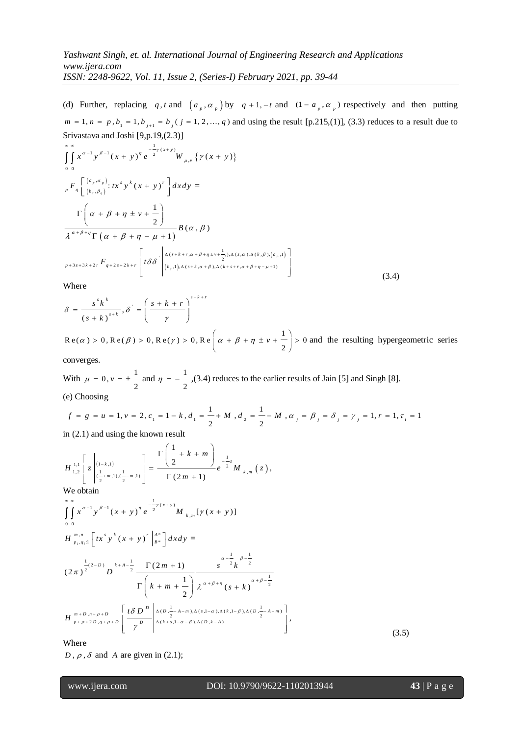(d) Further, replacing $q, t$ and $(a_p, \alpha_p)$ by $q+1, -t$ and $(1-a_p, \alpha_p)$ respectively and then putting $m = 1, n = p, b_1 = 1, b_{j+1} = b_j (j = 1, 2, \ldots, q)$ and using the result [p.215,(1)], (3.3) reduces to a result due to Srivastava and Joshi [9,p.19,(2.3)]

$$\int_0^\infty \int_0^\infty x^{\alpha-1} y^{\beta-1} (x+y)^\eta e^{-\frac{1}{2}\gamma(x+y)} W_{\mu,v}\{\gamma(x+y)\}$$

$${}_pF_q\left[\begin{smallmatrix}(a_p,\alpha_p)\\(b_q,\beta_q)\end{smallmatrix} : tx^s y^k (x+y)^r\right] dx\,dy =$$

$$\frac{\Gamma\left(\alpha+\beta+\eta \pm v + \frac{1}{2}\right)}{\lambda^{\alpha+\beta+\eta}\Gamma(\alpha+\beta+\eta-\mu+1)} B(\alpha, \beta)$$

$${}_{p+3s+3k+2r}F_{q+2s+2k+r}\left[t\delta\delta' \left|\begin{smallmatrix}\Delta(s+k+r,\alpha+\beta+\eta\pm v+\frac{1}{2},),\Delta(s,\alpha),\Delta(k,\beta),(a_p,1)\\(b_q,1),\Delta(s+k,\alpha+\beta),\Delta(k+s+r,\alpha+\beta+\eta-\mu+1)\end{smallmatrix}\right.\right] \tag{3.4}$$

Where

$$\delta = \frac{s^s k^k}{(s+k)^{s+k}}, \delta' = \left(\frac{s+k+r}{\gamma}\right)^{s+k+r}$$

$\mathrm{Re}(\alpha) > 0, \mathrm{Re}(\beta) > 0, \mathrm{Re}(\gamma) > 0, \mathrm{Re}\left(\alpha+\beta+\eta \pm v + \frac{1}{2}\right) > 0$ and the resulting hypergeometric series converges.

With $\mu = 0, v = \pm\frac{1}{2}$ and $\eta = -\frac{1}{2}$, (3.4) reduces to the earlier results of Jain [5] and Singh [8].

(e) Choosing

$$f = g = u = 1, v = 2, c_1 = 1-k, d_1 = \frac{1}{2}+M, d_2 = \frac{1}{2}-M, \alpha_j = \beta_j = \delta_j = \gamma_j = 1, r = 1, \tau_i = 1$$

in (2.1) and using the known result

$$H_{1,2}^{1,1}\left[z\left|\begin{smallmatrix}(1-k,1)\\(\frac{1}{2}+m,1),(\frac{1}{2}-m,1)\end{smallmatrix}\right.\right] = \frac{\Gamma\left(\frac{1}{2}+k+m\right)}{\Gamma(2m+1)} e^{-\frac{1}{2}z} M_{k,m}(z),$$

We obtain

$$\int_0^\infty \int_0^\infty x^{\alpha-1} y^{\beta-1} (x+y)^\eta e^{-\frac{1}{2}\gamma(x+y)} M_{k,m}[\gamma(x+y)]$$

$$H_{p_i,q_i;1}^{m,n}\left[tx^s y^k (x+y)^r \left|\begin{smallmatrix}A^*\\B^*\end{smallmatrix}\right.\right] dx\,dy =$$

$$(2\pi)^{\frac{1}{2}(2-D)} D^{k+A-\frac{1}{2}} \frac{\Gamma(2m+1)}{\Gamma\left(k+m+\frac{1}{2}\right)} \frac{s^{\alpha-\frac{1}{2}} k^{\beta-\frac{1}{2}}}{\lambda^{\alpha+\beta+\eta}(s+k)^{\alpha+\beta-\frac{1}{2}}}$$

$$H_{p+\rho+2D,q+\rho+D}^{m+D,n+\rho+D}\left[\frac{t\delta D^D}{\gamma^D}\left|\begin{smallmatrix}\Delta(D,\frac{1}{2}-A-m),\Delta(s,1-\alpha),\Delta(k,1-\beta),\Delta(D,\frac{1}{2}-A+m)\\\Delta(k+s,1-\alpha-\beta),\Delta(D,k-A)\end{smallmatrix}\right.\right], \tag{3.5}$$

Where

$D, \rho, \delta$ and $A$ are given in (2.1);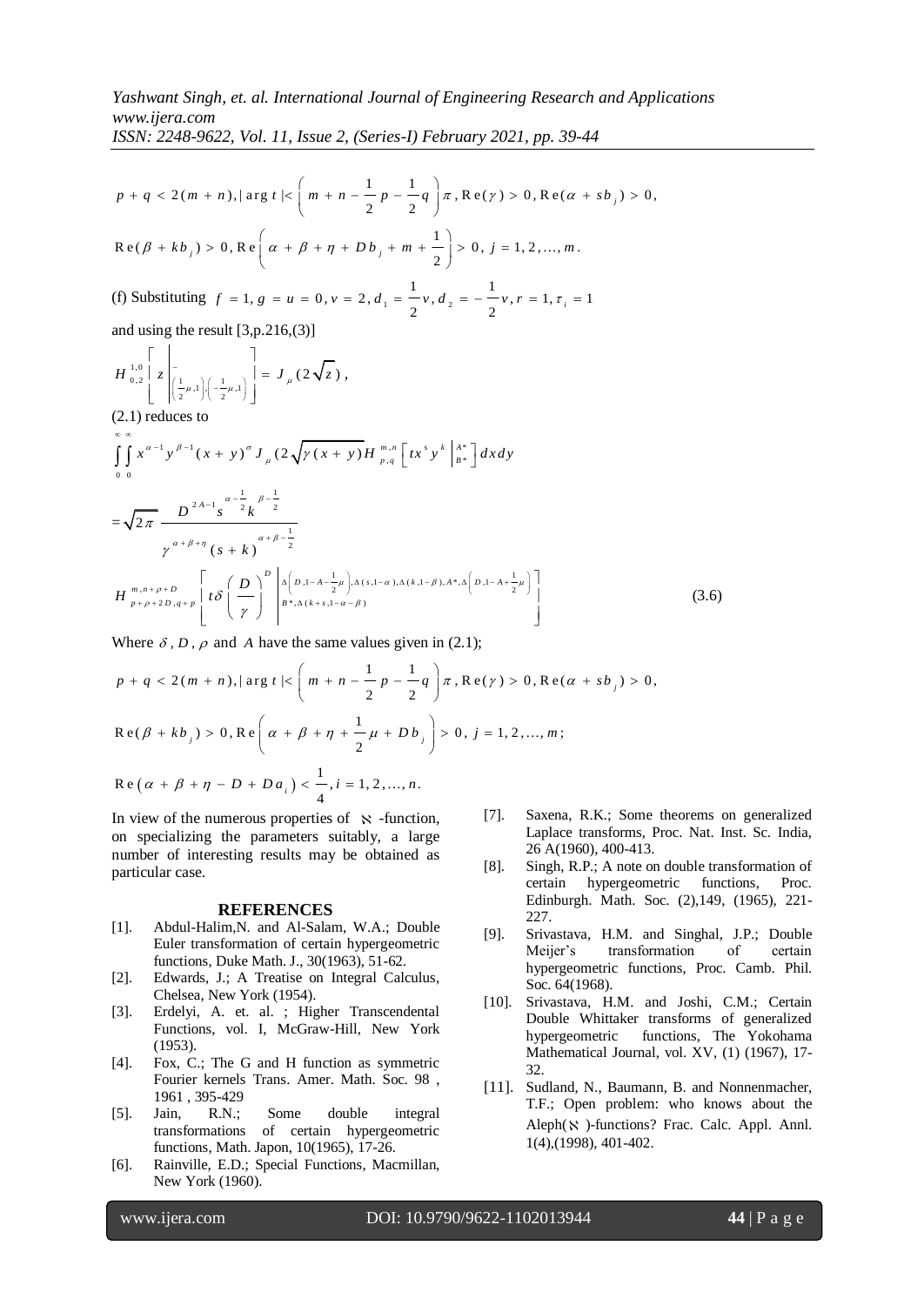$$p + q < 2(m+n), |\arg t| < \left( m + n - \frac{1}{2}p - \frac{1}{2}q \right)\pi, \operatorname{Re}(\gamma) > 0, \operatorname{Re}(\alpha + sb_j) > 0,$$

$$\operatorname{Re}(\beta + kb_j) > 0, \operatorname{Re}\left( \alpha + \beta + \eta + Db_j + m + \frac{1}{2} \right) > 0, \; j = 1, 2, \ldots, m.$$

(f) Substituting $f = 1, g = u = 0, v = 2, d_1 = \frac{1}{2}v, d_2 = -\frac{1}{2}v, r = 1, \tau_i = 1$

and using the result [3,p.216,(3)]

$$H_{0,2}^{1,0}\left[ z \left| {}_{\left(\frac{1}{2}\mu,1\right),\left(-\frac{1}{2}\mu,1\right)}^{-} \right. \right] = J_\mu(2\sqrt{z}),$$

(2.1) reduces to

$$\int_0^\infty \int_0^\infty x^{\alpha-1} y^{\beta-1} (x+y)^\sigma J_\mu\left(2\sqrt{\gamma(x+y)}\right) H_{p,q}^{m,n}\left[ tx^s y^k \left| {}_{B^*}^{A^*} \right. \right] dx\,dy$$

$$= \sqrt{2\pi}\, \frac{D^{2A-1} s^{\alpha-\frac{1}{2}} k^{\beta-\frac{1}{2}}}{\gamma^{\alpha+\beta+\eta}(s+k)^{\alpha+\beta-\frac{1}{2}}}$$

$$H_{p+\rho+2D,q+p}^{m,n+\rho+D}\left[ t\delta\left(\frac{D}{\gamma}\right)^D \left| {}_{B^*,\Delta(k+s,1-\alpha-\beta)}^{\Delta\left(D,1-A-\frac{1}{2}\mu\right),\Delta(s,1-\alpha),\Delta(k,1-\beta),A^*,\Delta\left(D,1-A+\frac{1}{2}\mu\right)} \right. \right] \tag{3.6}$$

Where $\delta$, $D$, $\rho$ and $A$ have the same values given in (2.1);

$$p + q < 2(m+n), |\arg t| < \left( m + n - \frac{1}{2}p - \frac{1}{2}q \right)\pi, \operatorname{Re}(\gamma) > 0, \operatorname{Re}(\alpha + sb_j) > 0,$$

$$\operatorname{Re}(\beta + kb_j) > 0, \operatorname{Re}\left( \alpha + \beta + \eta + \frac{1}{2}\mu + Db_j \right) > 0, \; j = 1, 2, \ldots, m;$$

$$\operatorname{Re}\left( \alpha + \beta + \eta - D + Da_i \right) < \frac{1}{4}, i = 1, 2, \ldots, n.$$

In view of the numerous properties of $\aleph$ -function, on specializing the parameters suitably, a large number of interesting results may be obtained as particular case.

## REFERENCES

[1]. Abdul-Halim,N. and Al-Salam, W.A.; Double Euler transformation of certain hypergeometric functions, Duke Math. J., 30(1963), 51-62.

[2]. Edwards, J.; A Treatise on Integral Calculus, Chelsea, New York (1954).

[3]. Erdelyi, A. et. al. ; Higher Transcendental Functions, vol. I, McGraw-Hill, New York (1953).

[4]. Fox, C.; The G and H function as symmetric Fourier kernels Trans. Amer. Math. Soc. 98 , 1961 , 395-429

[5]. Jain, R.N.; Some double integral transformations of certain hypergeometric functions, Math. Japon, 10(1965), 17-26.

[6]. Rainville, E.D.; Special Functions, Macmillan, New York (1960).

[7]. Saxena, R.K.; Some theorems on generalized Laplace transforms, Proc. Nat. Inst. Sc. India, 26 A(1960), 400-413.

[8]. Singh, R.P.; A note on double transformation of certain hypergeometric functions, Proc. Edinburgh. Math. Soc. (2),149, (1965), 221-227.

[9]. Srivastava, H.M. and Singhal, J.P.; Double Meijer's transformation of certain hypergeometric functions, Proc. Camb. Phil. Soc. 64(1968).

[10]. Srivastava, H.M. and Joshi, C.M.; Certain Double Whittaker transforms of generalized hypergeometric functions, The Yokohama Mathematical Journal, vol. XV, (1) (1967), 17-32.

[11]. Sudland, N., Baumann, B. and Nonnenmacher, T.F.; Open problem: who knows about the Aleph($\aleph$ )-functions? Frac. Calc. Appl. Annl. 1(4),(1998), 401-402.